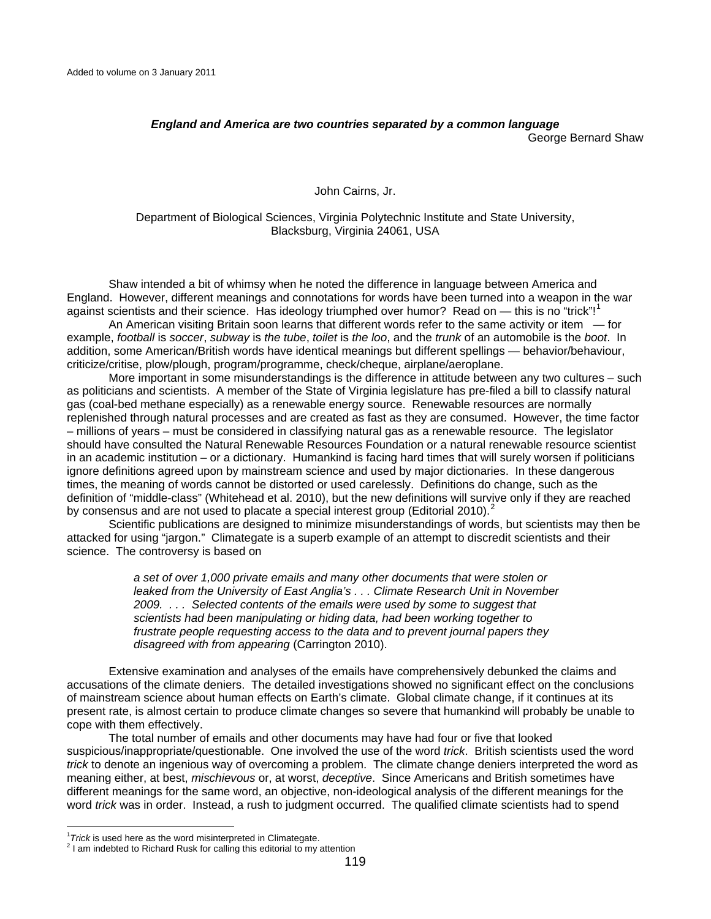Added to volume on 3 January 2011

***England and America are two countries separated by a common language***

George Bernard Shaw

John Cairns, Jr.

Department of Biological Sciences, Virginia Polytechnic Institute and State University, Blacksburg, Virginia 24061, USA

Shaw intended a bit of whimsy when he noted the difference in language between America and England. However, different meanings and connotations for words have been turned into a weapon in the war against scientists and their science. Has ideology triumphed over humor? Read on — this is no "trick"![1]

An American visiting Britain soon learns that different words refer to the same activity or item — for example, *football* is *soccer*, *subway* is *the tube*, *toilet* is *the loo*, and the *trunk* of an automobile is the *boot*. In addition, some American/British words have identical meanings but different spellings — behavior/behaviour, criticize/critise, plow/plough, program/programme, check/cheque, airplane/aeroplane.

More important in some misunderstandings is the difference in attitude between any two cultures – such as politicians and scientists. A member of the State of Virginia legislature has pre-filed a bill to classify natural gas (coal-bed methane especially) as a renewable energy source. Renewable resources are normally replenished through natural processes and are created as fast as they are consumed. However, the time factor – millions of years – must be considered in classifying natural gas as a renewable resource. The legislator should have consulted the Natural Renewable Resources Foundation or a natural renewable resource scientist in an academic institution – or a dictionary. Humankind is facing hard times that will surely worsen if politicians ignore definitions agreed upon by mainstream science and used by major dictionaries. In these dangerous times, the meaning of words cannot be distorted or used carelessly. Definitions do change, such as the definition of "middle-class" (Whitehead et al. 2010), but the new definitions will survive only if they are reached by consensus and are not used to placate a special interest group (Editorial 2010).[2]

Scientific publications are designed to minimize misunderstandings of words, but scientists may then be attacked for using "jargon." Climategate is a superb example of an attempt to discredit scientists and their science. The controversy is based on

> *a set of over 1,000 private emails and many other documents that were stolen or leaked from the University of East Anglia's . . . Climate Research Unit in November 2009. . . . Selected contents of the emails were used by some to suggest that scientists had been manipulating or hiding data, had been working together to frustrate people requesting access to the data and to prevent journal papers they disagreed with from appearing* (Carrington 2010).

Extensive examination and analyses of the emails have comprehensively debunked the claims and accusations of the climate deniers. The detailed investigations showed no significant effect on the conclusions of mainstream science about human effects on Earth's climate. Global climate change, if it continues at its present rate, is almost certain to produce climate changes so severe that humankind will probably be unable to cope with them effectively.

The total number of emails and other documents may have had four or five that looked suspicious/inappropriate/questionable. One involved the use of the word *trick*. British scientists used the word *trick* to denote an ingenious way of overcoming a problem. The climate change deniers interpreted the word as meaning either, at best, *mischievous* or, at worst, *deceptive*. Since Americans and British sometimes have different meanings for the same word, an objective, non-ideological analysis of the different meanings for the word *trick* was in order. Instead, a rush to judgment occurred. The qualified climate scientists had to spend

[1] *Trick* is used here as the word misinterpreted in Climategate.

[2] I am indebted to Richard Rusk for calling this editorial to my attention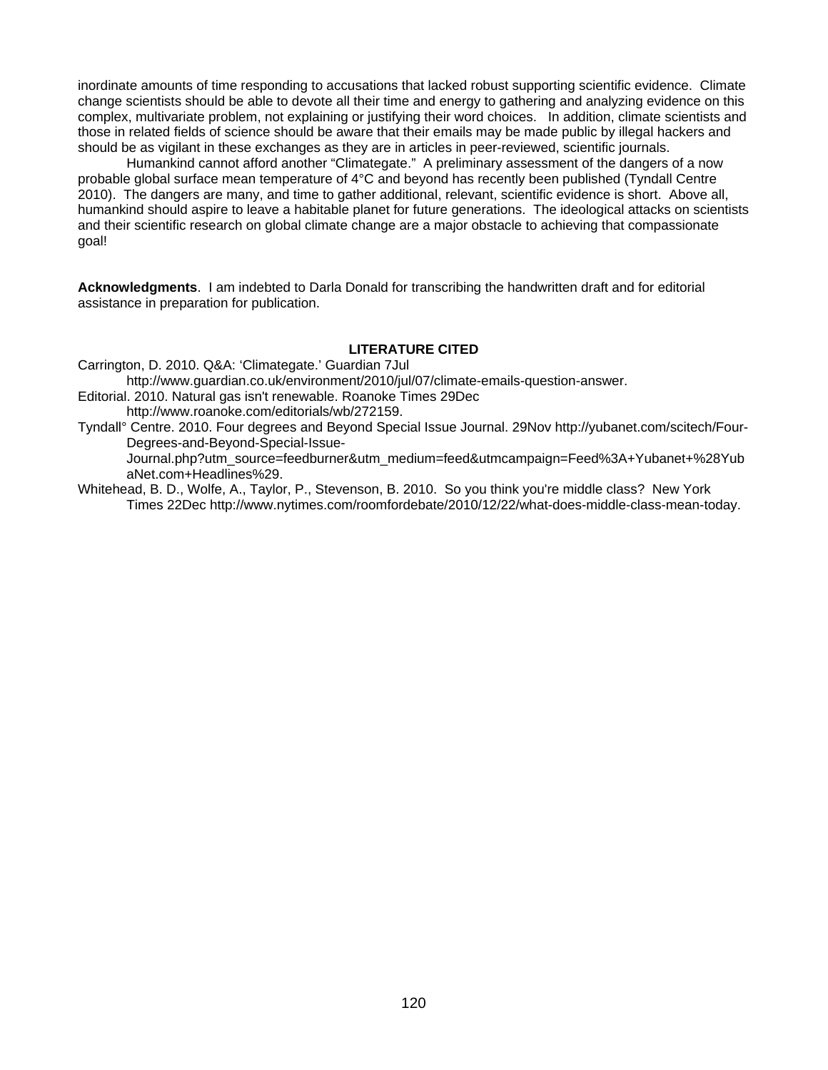inordinate amounts of time responding to accusations that lacked robust supporting scientific evidence. Climate change scientists should be able to devote all their time and energy to gathering and analyzing evidence on this complex, multivariate problem, not explaining or justifying their word choices. In addition, climate scientists and those in related fields of science should be aware that their emails may be made public by illegal hackers and should be as vigilant in these exchanges as they are in articles in peer-reviewed, scientific journals.

Humankind cannot afford another "Climategate." A preliminary assessment of the dangers of a now probable global surface mean temperature of 4°C and beyond has recently been published (Tyndall Centre 2010). The dangers are many, and time to gather additional, relevant, scientific evidence is short. Above all, humankind should aspire to leave a habitable planet for future generations. The ideological attacks on scientists and their scientific research on global climate change are a major obstacle to achieving that compassionate goal!

**Acknowledgments**. I am indebted to Darla Donald for transcribing the handwritten draft and for editorial assistance in preparation for publication.

## LITERATURE CITED

Carrington, D. 2010. Q&A: 'Climategate.' Guardian 7Jul http://www.guardian.co.uk/environment/2010/jul/07/climate-emails-question-answer.

Editorial. 2010. Natural gas isn't renewable. Roanoke Times 29Dec http://www.roanoke.com/editorials/wb/272159.

Tyndall° Centre. 2010. Four degrees and Beyond Special Issue Journal. 29Nov http://yubanet.com/scitech/Four-Degrees-and-Beyond-Special-Issue-Journal.php?utm_source=feedburner&utm_medium=feed&utmcampaign=Feed%3A+Yubanet+%28YubaNet.com+Headlines%29.

Whitehead, B. D., Wolfe, A., Taylor, P., Stevenson, B. 2010. So you think you're middle class? New York Times 22Dec http://www.nytimes.com/roomfordebate/2010/12/22/what-does-middle-class-mean-today.